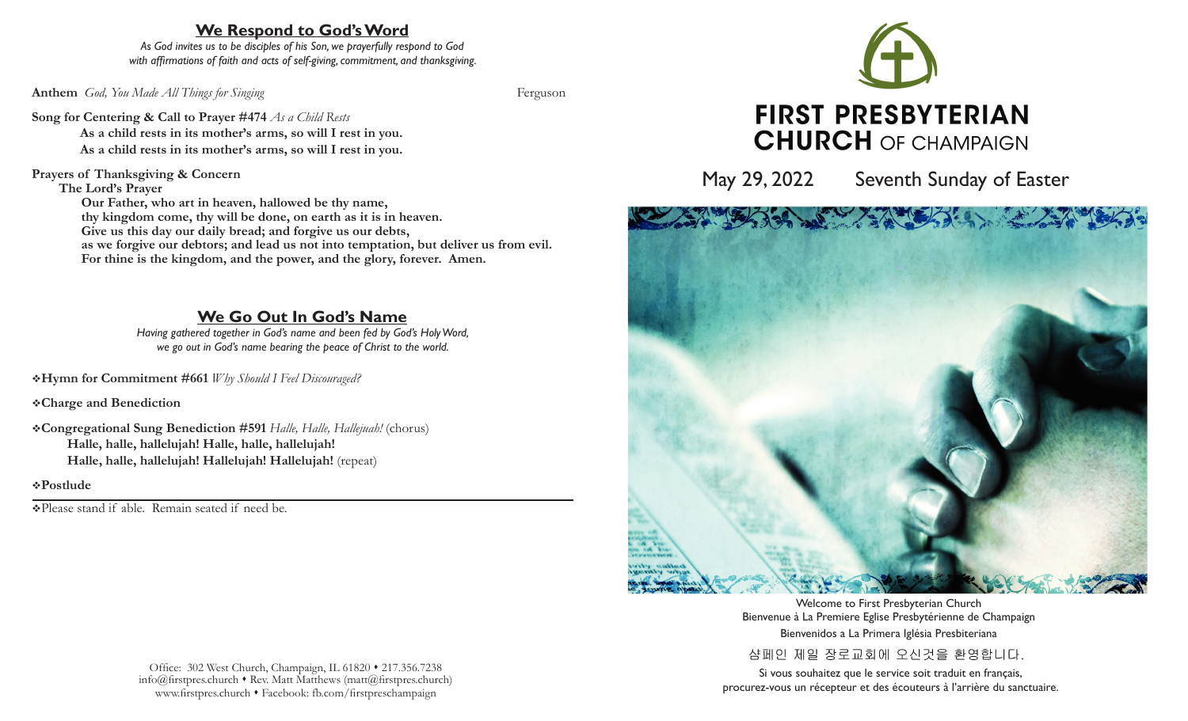## We Respond to God's Word

*As God invites us to be disciples of his Son, we prayerfully respond to God with affirmations of faith and acts of self-giving, commitment, and thanksgiving.*

**Anthem** *God, You Made All Things for Singing* Ferguson

**Song for Centering & Call to Prayer #474** *As a Child Rests*

**As a child rests in its mother's arms, so will I rest in you.**
**As a child rests in its mother's arms, so will I rest in you.**

**Prayers of Thanksgiving & Concern**

**The Lord's Prayer**

**Our Father, who art in heaven, hallowed be thy name,**
**thy kingdom come, thy will be done, on earth as it is in heaven.**
**Give us this day our daily bread; and forgive us our debts,**
**as we forgive our debtors; and lead us not into temptation, but deliver us from evil.**
**For thine is the kingdom, and the power, and the glory, forever. Amen.**

## We Go Out In God's Name

*Having gathered together in God's name and been fed by God's Holy Word, we go out in God's name bearing the peace of Christ to the world.*

❖**Hymn for Commitment #661** *Why Should I Feel Discouraged?*

❖**Charge and Benediction**

❖**Congregational Sung Benediction #591** *Halle, Halle, Hallejuah!* (chorus)

**Halle, halle, hallelujah! Halle, halle, hallelujah!**
**Halle, halle, hallelujah! Hallelujah! Hallelujah!** (repeat)

❖**Postlude**

---

❖Please stand if able. Remain seated if need be.

Office: 302 West Church, Champaign, IL 61820 • 217.356.7238
info@firstpres.church • Rev. Matt Matthews (matt@firstpres.church)
www.firstpres.church • Facebook: fb.com/firstpreschampaign

# FIRST PRESBYTERIAN CHURCH OF CHAMPAIGN

May 29, 2022 Seventh Sunday of Easter

Welcome to First Presbyterian Church
Bienvenue à La Premiere Eglise Presbytérienne de Champaign
Bienvenidos a La Primera Iglésia Presbiteriana
샴페인 제일 장로교회에 오신것을 환영합니다.

Si vous souhaitez que le service soit traduit en français, procurez-vous un récepteur et des écouteurs à l'arrière du sanctuaire.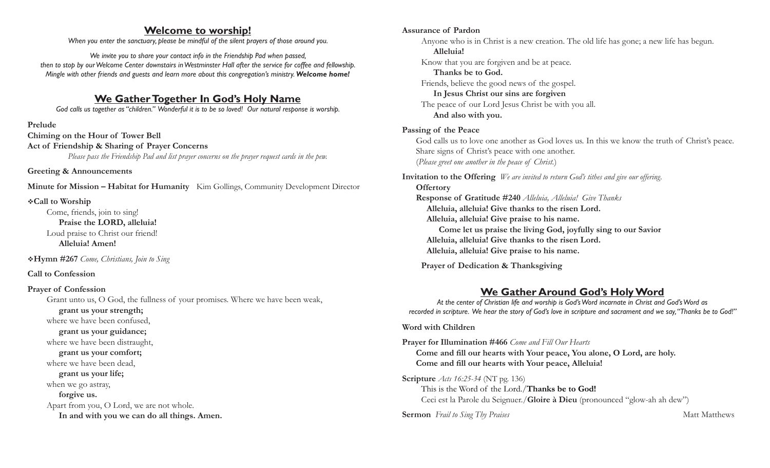## Welcome to worship!

*When you enter the sanctuary, please be mindful of the silent prayers of those around you.*

*We invite you to share your contact info in the Friendship Pad when passed, then to stop by our Welcome Center downstairs in Westminster Hall after the service for coffee and fellowship. Mingle with other friends and guests and learn more about this congregation's ministry.* ***Welcome home!***

## We Gather Together In God's Holy Name

*God calls us together as "children." Wonderful it is to be so loved! Our natural response is worship.*

**Prelude**

**Chiming on the Hour of Tower Bell**

**Act of Friendship & Sharing of Prayer Concerns**

*Please pass the Friendship Pad and list prayer concerns on the prayer request cards in the pew.*

**Greeting & Announcements**

**Minute for Mission – Habitat for Humanity** Kim Gollings, Community Development Director

❖**Call to Worship**

Come, friends, join to sing!
**Praise the LORD, alleluia!**
Loud praise to Christ our friend!
**Alleluia! Amen!**

❖**Hymn #267** *Come, Christians, Join to Sing*

**Call to Confession**

**Prayer of Confession**

Grant unto us, O God, the fullness of your promises. Where we have been weak,
**grant us your strength;**
where we have been confused,
**grant us your guidance;**
where we have been distraught,
**grant us your comfort;**
where we have been dead,
**grant us your life;**
when we go astray,
**forgive us.**
Apart from you, O Lord, we are not whole.
**In and with you we can do all things. Amen.**

**Assurance of Pardon**

Anyone who is in Christ is a new creation. The old life has gone; a new life has begun.
**Alleluia!**
Know that you are forgiven and be at peace.
**Thanks be to God.**
Friends, believe the good news of the gospel.
**In Jesus Christ our sins are forgiven**
The peace of our Lord Jesus Christ be with you all.
**And also with you.**

**Passing of the Peace**

God calls us to love one another as God loves us. In this we know the truth of Christ's peace. Share signs of Christ's peace with one another.
(*Please greet one another in the peace of Christ.*)

**Invitation to the Offering** *We are invited to return God's tithes and give our offering.*

**Offertory**

**Response of Gratitude #240** *Alleluia, Alleluia! Give Thanks*

**Alleluia, alleluia! Give thanks to the risen Lord.**
**Alleluia, alleluia! Give praise to his name.**
**Come let us praise the living God, joyfully sing to our Savior**
**Alleluia, alleluia! Give thanks to the risen Lord.**
**Alleluia, alleluia! Give praise to his name.**

**Prayer of Dedication & Thanksgiving**

## We Gather Around God's Holy Word

*At the center of Christian life and worship is God's Word incarnate in Christ and God's Word as recorded in scripture. We hear the story of God's love in scripture and sacrament and we say, "Thanks be to God!"*

**Word with Children**

**Prayer for Illumination #466** *Come and Fill Our Hearts*

**Come and fill our hearts with Your peace, You alone, O Lord, are holy.**
**Come and fill our hearts with Your peace, Alleluia!**

**Scripture** *Acts 16:25-34* (NT pg. 136)

This is the Word of the Lord./**Thanks be to God!**
Ceci est la Parole du Seignuer./**Gloire à Dieu** (pronounced "glow-ah ah dew")

**Sermon** *Frail to Sing Thy Praises* Matt Matthews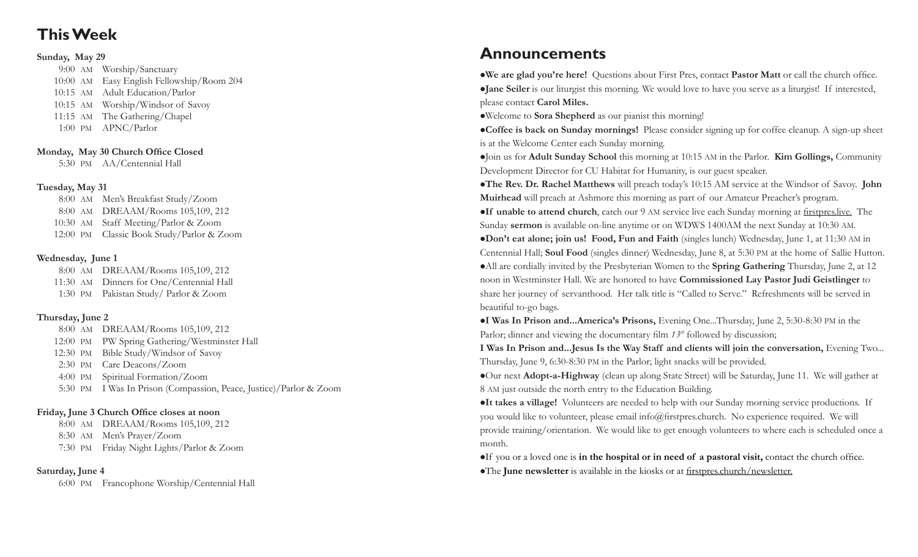# This Week

**Sunday, May 29**

9:00 AM Worship/Sanctuary
10:00 AM Easy English Fellowship/Room 204
10:15 AM Adult Education/Parlor
10:15 AM Worship/Windsor of Savoy
11:15 AM The Gathering/Chapel
1:00 PM APNC/Parlor

**Monday, May 30 Church Office Closed**

5:30 PM AA/Centennial Hall

**Tuesday, May 31**

8:00 AM Men's Breakfast Study/Zoom
8:00 AM DREAAM/Rooms 105,109, 212
10:30 AM Staff Meeting/Parlor & Zoom
12:00 PM Classic Book Study/Parlor & Zoom

**Wednesday, June 1**

8:00 AM DREAAM/Rooms 105,109, 212
11:30 AM Dinners for One/Centennial Hall
1:30 PM Pakistan Study/ Parlor & Zoom

**Thursday, June 2**

8:00 AM DREAAM/Rooms 105,109, 212
12:00 PM PW Spring Gathering/Westminster Hall
12:30 PM Bible Study/Windsor of Savoy
2:30 PM Care Deacons/Zoom
4:00 PM Spiritual Formation/Zoom
5:30 PM I Was In Prison (Compassion, Peace, Justice)/Parlor & Zoom

**Friday, June 3 Church Office closes at noon**

8:00 AM DREAAM/Rooms 105,109, 212
8:30 AM Men's Prayer/Zoom
7:30 PM Friday Night Lights/Parlor & Zoom

**Saturday, June 4**

6:00 PM Francophone Worship/Centennial Hall

# Announcements

- **We are glad you're here!** Questions about First Pres, contact **Pastor Matt** or call the church office.
- **Jane Seiler** is our liturgist this morning. We would love to have you serve as a liturgist! If interested, please contact **Carol Miles.**
- Welcome to **Sora Shepherd** as our pianist this morning!
- **Coffee is back on Sunday mornings!** Please consider signing up for coffee cleanup. A sign-up sheet is at the Welcome Center each Sunday morning.
- Join us for **Adult Sunday School** this morning at 10:15 AM in the Parlor. **Kim Gollings,** Community Development Director for CU Habitat for Humanity, is our guest speaker.
- **The Rev. Dr. Rachel Matthews** will preach today's 10:15 AM service at the Windsor of Savoy. **John Muirhead** will preach at Ashmore this morning as part of our Amateur Preacher's program.
- **If unable to attend church**, catch our 9 AM service live each Sunday morning at firstpres.live. The Sunday **sermon** is available on-line anytime or on WDWS 1400AM the next Sunday at 10:30 AM.
- **Don't eat alone; join us! Food, Fun and Faith** (singles lunch) Wednesday, June 1, at 11:30 AM in Centennial Hall; **Soul Food** (singles dinner) Wednesday, June 8, at 5:30 PM at the home of Sallie Hutton.
- All are cordially invited by the Presbyterian Women to the **Spring Gathering** Thursday, June 2, at 12 noon in Westminster Hall. We are honored to have **Commissioned Lay Pastor Judi Geistlinger** to share her journey of servanthood. Her talk title is "Called to Serve." Refreshments will be served in beautiful to-go bags.
- **I Was In Prison and...America's Prisons,** Evening One...Thursday, June 2, 5:30-8:30 PM in the Parlor; dinner and viewing the documentary film *13th* followed by discussion;

  **I Was In Prison and...Jesus Is the Way Staff and clients will join the conversation,** Evening Two... Thursday, June 9, 6:30-8:30 PM in the Parlor; light snacks will be provided.
- Our next **Adopt-a-Highway** (clean up along State Street) will be Saturday, June 11. We will gather at 8 AM just outside the north entry to the Education Building.
- **It takes a village!** Volunteers are needed to help with our Sunday morning service productions. If you would like to volunteer, please email info@firstpres.church. No experience required. We will provide training/orientation. We would like to get enough volunteers to where each is scheduled once a month.
- If you or a loved one is **in the hospital or in need of a pastoral visit,** contact the church office.
- The **June newsletter** is available in the kiosks or at firstpres.church/newsletter.